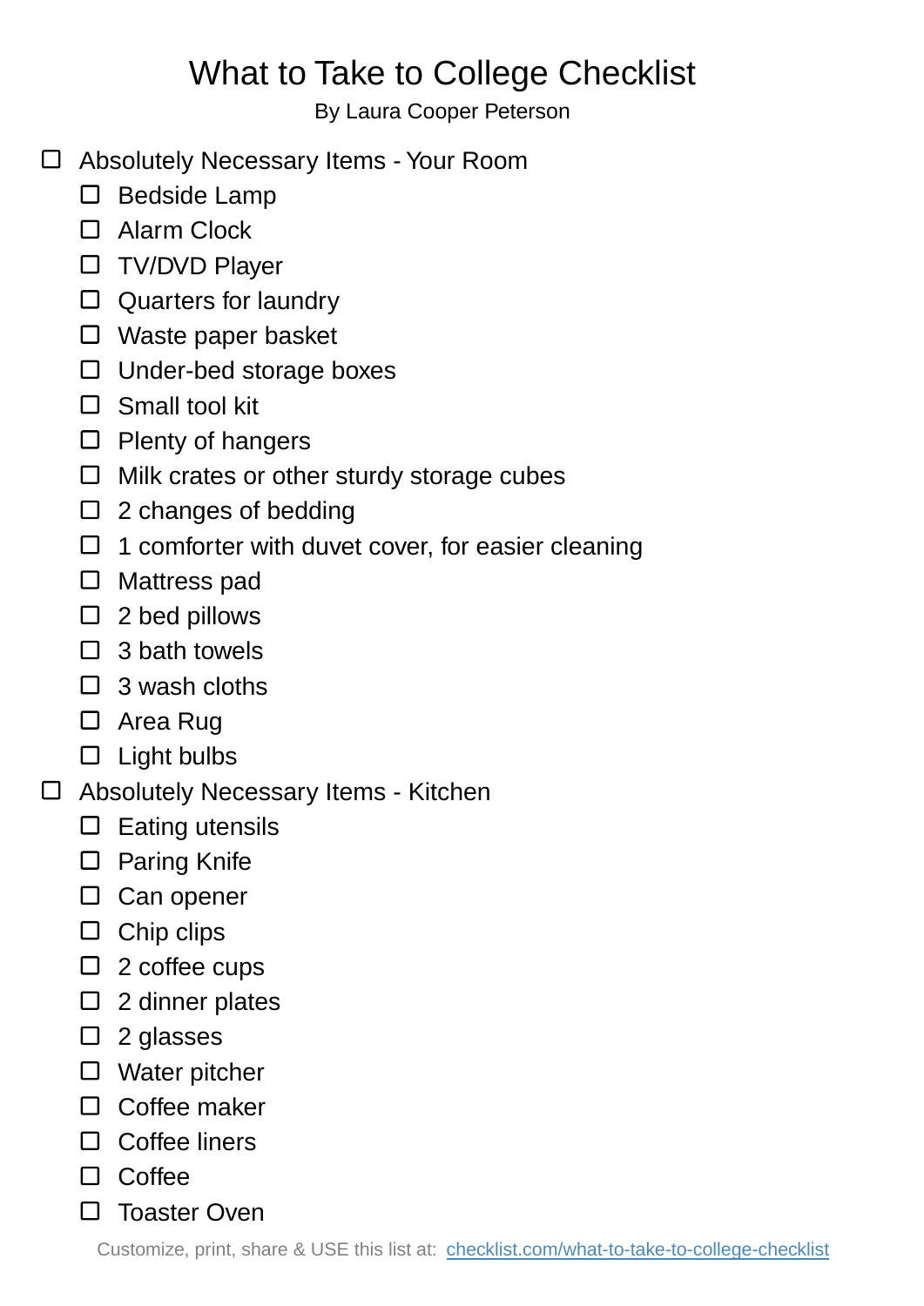# What to Take to College Checklist

By Laura Cooper Peterson

- [ ] Absolutely Necessary Items - Your Room
    - [ ] Bedside Lamp
    - [ ] Alarm Clock
    - [ ] TV/DVD Player
    - [ ] Quarters for laundry
    - [ ] Waste paper basket
    - [ ] Under-bed storage boxes
    - [ ] Small tool kit
    - [ ] Plenty of hangers
    - [ ] Milk crates or other sturdy storage cubes
    - [ ] 2 changes of bedding
    - [ ] 1 comforter with duvet cover, for easier cleaning
    - [ ] Mattress pad
    - [ ] 2 bed pillows
    - [ ] 3 bath towels
    - [ ] 3 wash cloths
    - [ ] Area Rug
    - [ ] Light bulbs
- [ ] Absolutely Necessary Items - Kitchen
    - [ ] Eating utensils
    - [ ] Paring Knife
    - [ ] Can opener
    - [ ] Chip clips
    - [ ] 2 coffee cups
    - [ ] 2 dinner plates
    - [ ] 2 glasses
    - [ ] Water pitcher
    - [ ] Coffee maker
    - [ ] Coffee liners
    - [ ] Coffee
    - [ ] Toaster Oven

Customize, print, share & USE this list at: [checklist.com/what-to-take-to-college-checklist](checklist.com/what-to-take-to-college-checklist)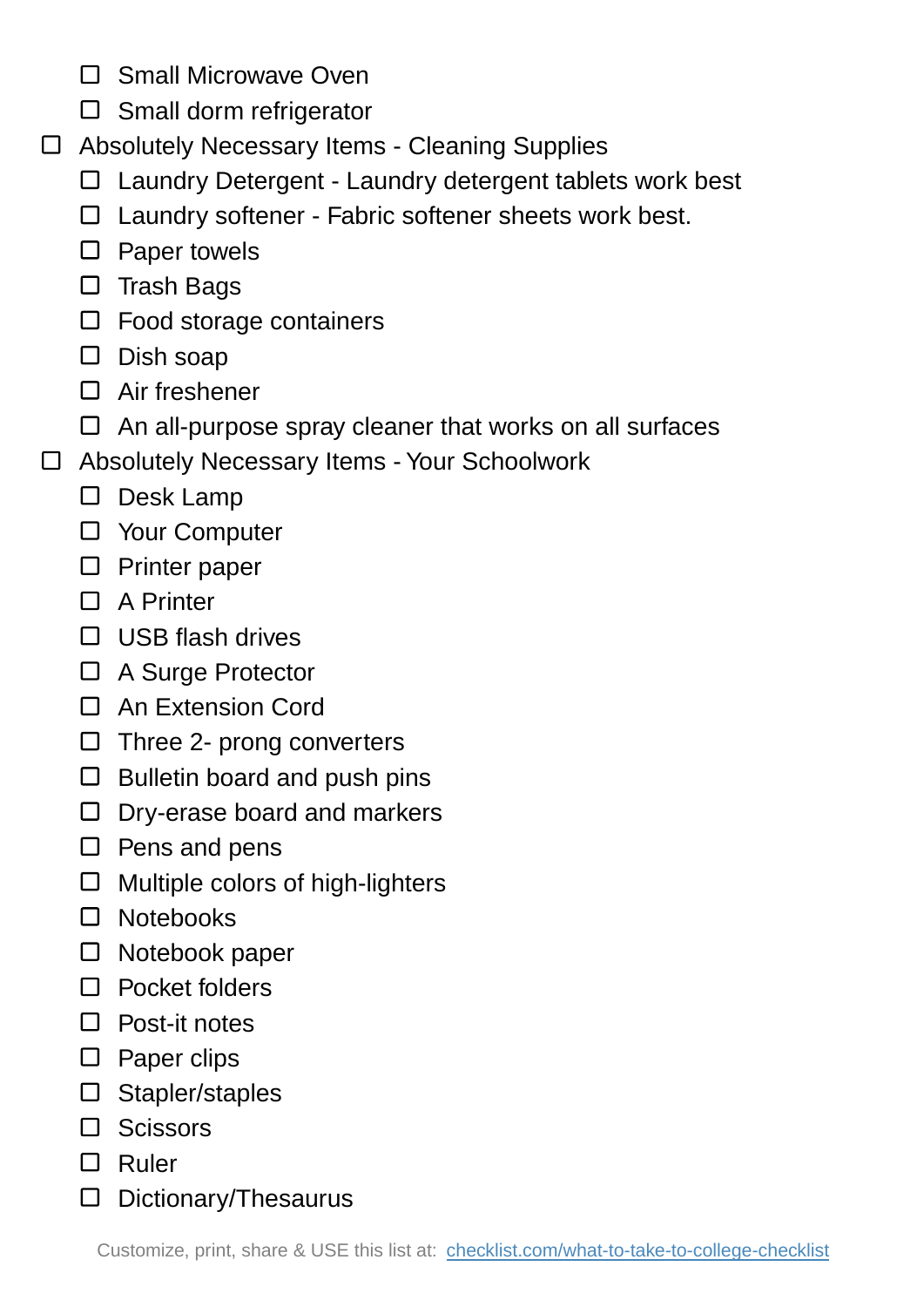- [ ] Small Microwave Oven
- [ ] Small dorm refrigerator

- [ ] Absolutely Necessary Items - Cleaning Supplies
    - [ ] Laundry Detergent - Laundry detergent tablets work best
    - [ ] Laundry softener - Fabric softener sheets work best.
    - [ ] Paper towels
    - [ ] Trash Bags
    - [ ] Food storage containers
    - [ ] Dish soap
    - [ ] Air freshener
    - [ ] An all-purpose spray cleaner that works on all surfaces
- [ ] Absolutely Necessary Items - Your Schoolwork
    - [ ] Desk Lamp
    - [ ] Your Computer
    - [ ] Printer paper
    - [ ] A Printer
    - [ ] USB flash drives
    - [ ] A Surge Protector
    - [ ] An Extension Cord
    - [ ] Three 2- prong converters
    - [ ] Bulletin board and push pins
    - [ ] Dry-erase board and markers
    - [ ] Pens and pens
    - [ ] Multiple colors of high-lighters
    - [ ] Notebooks
    - [ ] Notebook paper
    - [ ] Pocket folders
    - [ ] Post-it notes
    - [ ] Paper clips
    - [ ] Stapler/staples
    - [ ] Scissors
    - [ ] Ruler
    - [ ] Dictionary/Thesaurus

Customize, print, share & USE this list at: [checklist.com/what-to-take-to-college-checklist](https://checklist.com/what-to-take-to-college-checklist)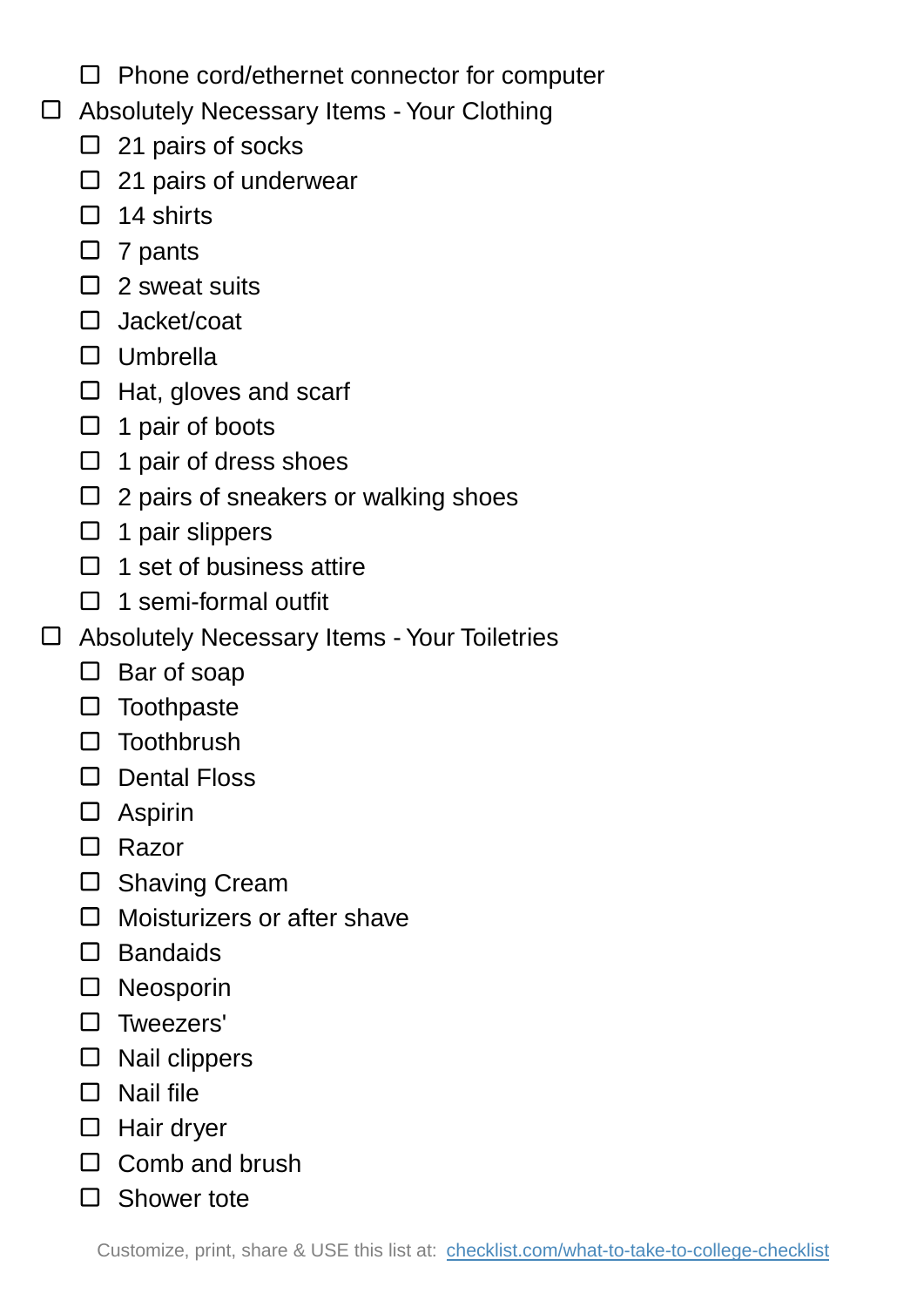- [ ] Phone cord/ethernet connector for computer
- [ ] Absolutely Necessary Items - Your Clothing
  - [ ] 21 pairs of socks
  - [ ] 21 pairs of underwear
  - [ ] 14 shirts
  - [ ] 7 pants
  - [ ] 2 sweat suits
  - [ ] Jacket/coat
  - [ ] Umbrella
  - [ ] Hat, gloves and scarf
  - [ ] 1 pair of boots
  - [ ] 1 pair of dress shoes
  - [ ] 2 pairs of sneakers or walking shoes
  - [ ] 1 pair slippers
  - [ ] 1 set of business attire
  - [ ] 1 semi-formal outfit
- [ ] Absolutely Necessary Items - Your Toiletries
  - [ ] Bar of soap
  - [ ] Toothpaste
  - [ ] Toothbrush
  - [ ] Dental Floss
  - [ ] Aspirin
  - [ ] Razor
  - [ ] Shaving Cream
  - [ ] Moisturizers or after shave
  - [ ] Bandaids
  - [ ] Neosporin
  - [ ] Tweezers'
  - [ ] Nail clippers
  - [ ] Nail file
  - [ ] Hair dryer
  - [ ] Comb and brush
  - [ ] Shower tote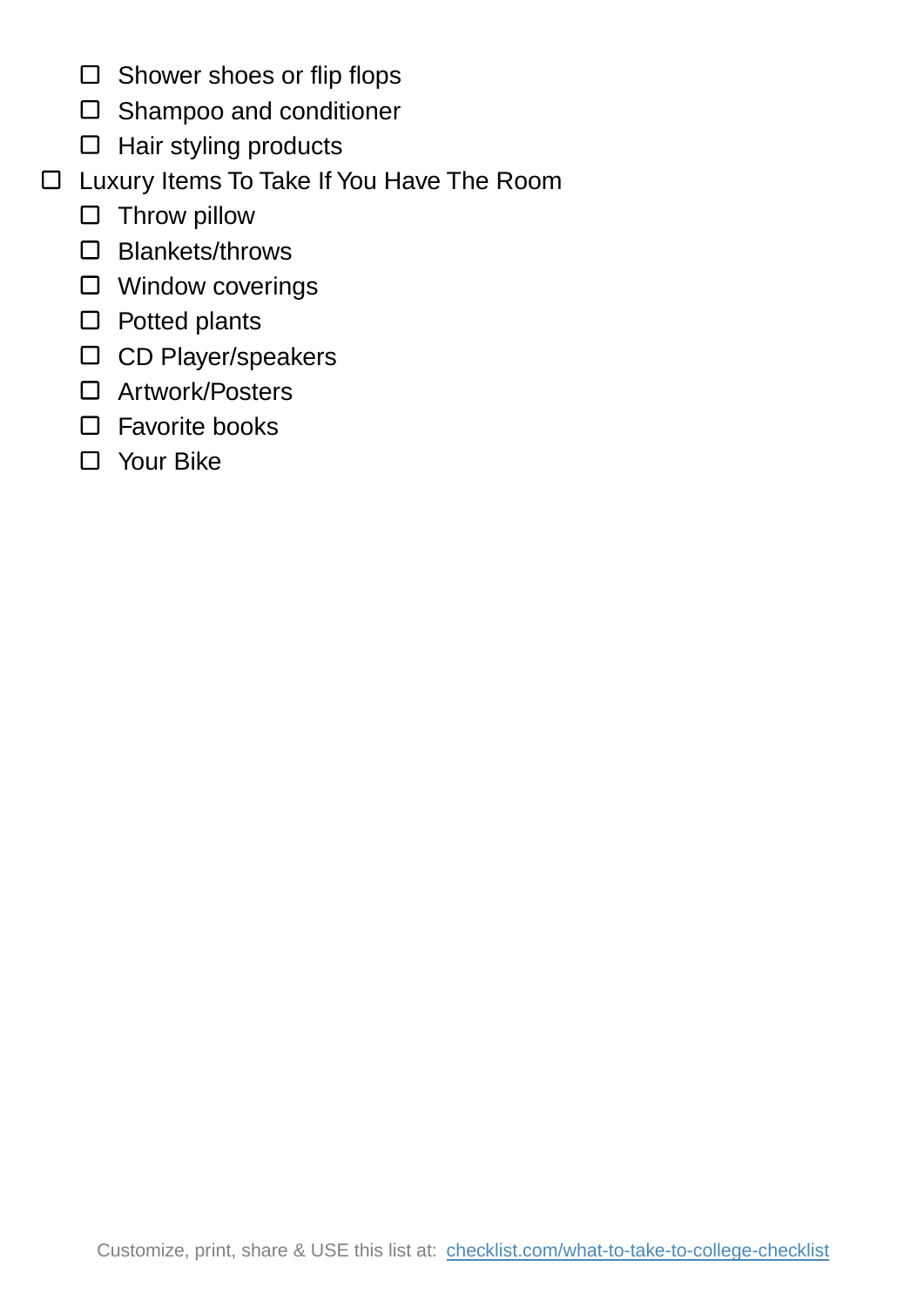- [ ] Shower shoes or flip flops
    - [ ] Shampoo and conditioner
    - [ ] Hair styling products
- [ ] Luxury Items To Take If You Have The Room
    - [ ] Throw pillow
    - [ ] Blankets/throws
    - [ ] Window coverings
    - [ ] Potted plants
    - [ ] CD Player/speakers
    - [ ] Artwork/Posters
    - [ ] Favorite books
    - [ ] Your Bike

Customize, print, share & USE this list at: [checklist.com/what-to-take-to-college-checklist](https://checklist.com/what-to-take-to-college-checklist)